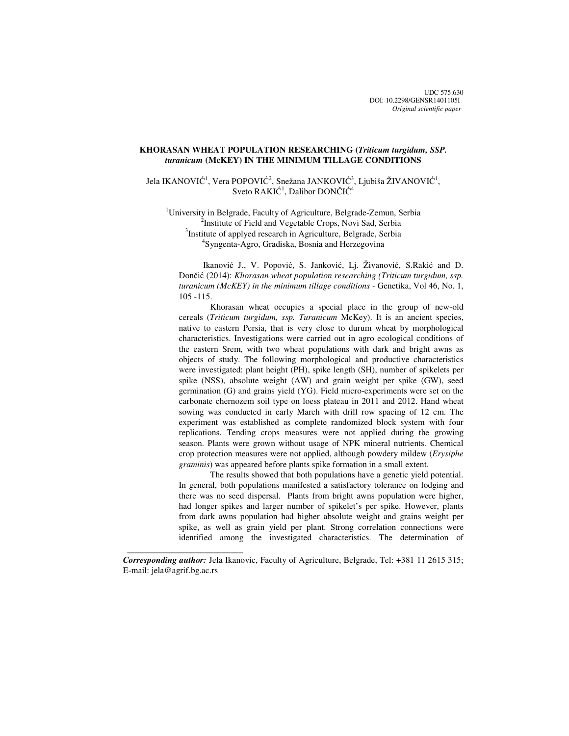UDC 575:630
DOI: 10.2298/GENSR1401105I
*Original scientific paper*

# KHORASAN WHEAT POPULATION RESEARCHING (*Triticum turgidum, SSP. turanicum* (McKEY) IN THE MINIMUM TILLAGE CONDITIONS

Jela IKANOVIĆ[1], Vera POPOVIĆ[2], Snežana JANKOVIĆ[3], Ljubiša ŽIVANOVIĆ[1], Sveto RAKIĆ[1], Dalibor DONČIĆ[4]

[1]University in Belgrade, Faculty of Agriculture, Belgrade-Zemun, Serbia
[2]Institute of Field and Vegetable Crops, Novi Sad, Serbia
[3]Institute of applyed research in Agriculture, Belgrade, Serbia
[4]Syngenta-Agro, Gradiska, Bosnia and Herzegovina

Ikanović J., V. Popović, S. Janković, Lj. Živanović, S.Rakić and D. Dončić (2014): *Khorasan wheat population researching (Triticum turgidum, ssp. turanicum (McKEY) in the minimum tillage conditions* - Genetika, Vol 46, No. 1, 105 -115.

Khorasan wheat occupies a special place in the group of new-old cereals (*Triticum turgidum, ssp. Turanicum* McKey). It is an ancient species, native to eastern Persia, that is very close to durum wheat by morphological characteristics. Investigations were carried out in agro ecological conditions of the eastern Srem, with two wheat populations with dark and bright awns as objects of study. The following morphological and productive characteristics were investigated: plant height (PH), spike length (SH), number of spikelets per spike (NSS), absolute weight (AW) and grain weight per spike (GW), seed germination (G) and grains yield (YG). Field micro-experiments were set on the carbonate chernozem soil type on loess plateau in 2011 and 2012. Hand wheat sowing was conducted in early March with drill row spacing of 12 cm. The experiment was established as complete randomized block system with four replications. Tending crops measures were not applied during the growing season. Plants were grown without usage of NPK mineral nutrients. Chemical crop protection measures were not applied, although powdery mildew (*Erysiphe graminis*) was appeared before plants spike formation in a small extent.

The results showed that both populations have a genetic yield potential. In general, both populations manifested a satisfactory tolerance on lodging and there was no seed dispersal. Plants from bright awns population were higher, had longer spikes and larger number of spikelet's per spike. However, plants from dark awns population had higher absolute weight and grains weight per spike, as well as grain yield per plant. Strong correlation connections were identified among the investigated characteristics. The determination of

---

***Corresponding author:*** Jela Ikanovic, Faculty of Agriculture, Belgrade, Tel: +381 11 2615 315; E-mail: jela@agrif.bg.ac.rs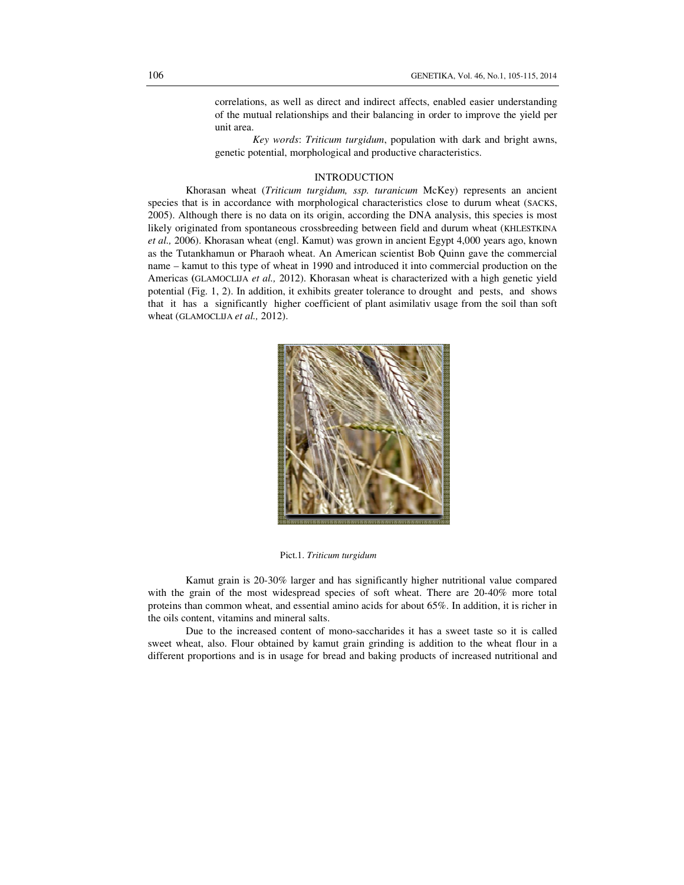correlations, as well as direct and indirect affects, enabled easier understanding of the mutual relationships and their balancing in order to improve the yield per unit area.

*Key words*: *Triticum turgidum*, population with dark and bright awns, genetic potential, morphological and productive characteristics.

## INTRODUCTION

Khorasan wheat (*Triticum turgidum, ssp. turanicum* McKey) represents an ancient species that is in accordance with morphological characteristics close to durum wheat (SACKS, 2005). Although there is no data on its origin, according the DNA analysis, this species is most likely originated from spontaneous crossbreeding between field and durum wheat (KHLESTKINA *et al.,* 2006). Khorasan wheat (engl. Kamut) was grown in ancient Egypt 4,000 years ago, known as the Tutankhamun or Pharaoh wheat. An American scientist Bob Quinn gave the commercial name – kamut to this type of wheat in 1990 and introduced it into commercial production on the Americas (GLAMOCLIJA *et al.,* 2012). Khorasan wheat is characterized with a high genetic yield potential (Fig. 1, 2). In addition, it exhibits greater tolerance to drought and pests, and shows that it has a significantly higher coefficient of plant asimilativ usage from the soil than soft wheat (GLAMOCLIJA *et al.,* 2012).

Pict.1. *Triticum turgidum*

Kamut grain is 20-30% larger and has significantly higher nutritional value compared with the grain of the most widespread species of soft wheat. There are 20-40% more total proteins than common wheat, and essential amino acids for about 65%. In addition, it is richer in the oils content, vitamins and mineral salts.

Due to the increased content of mono-saccharides it has a sweet taste so it is called sweet wheat, also. Flour obtained by kamut grain grinding is addition to the wheat flour in a different proportions and is in usage for bread and baking products of increased nutritional and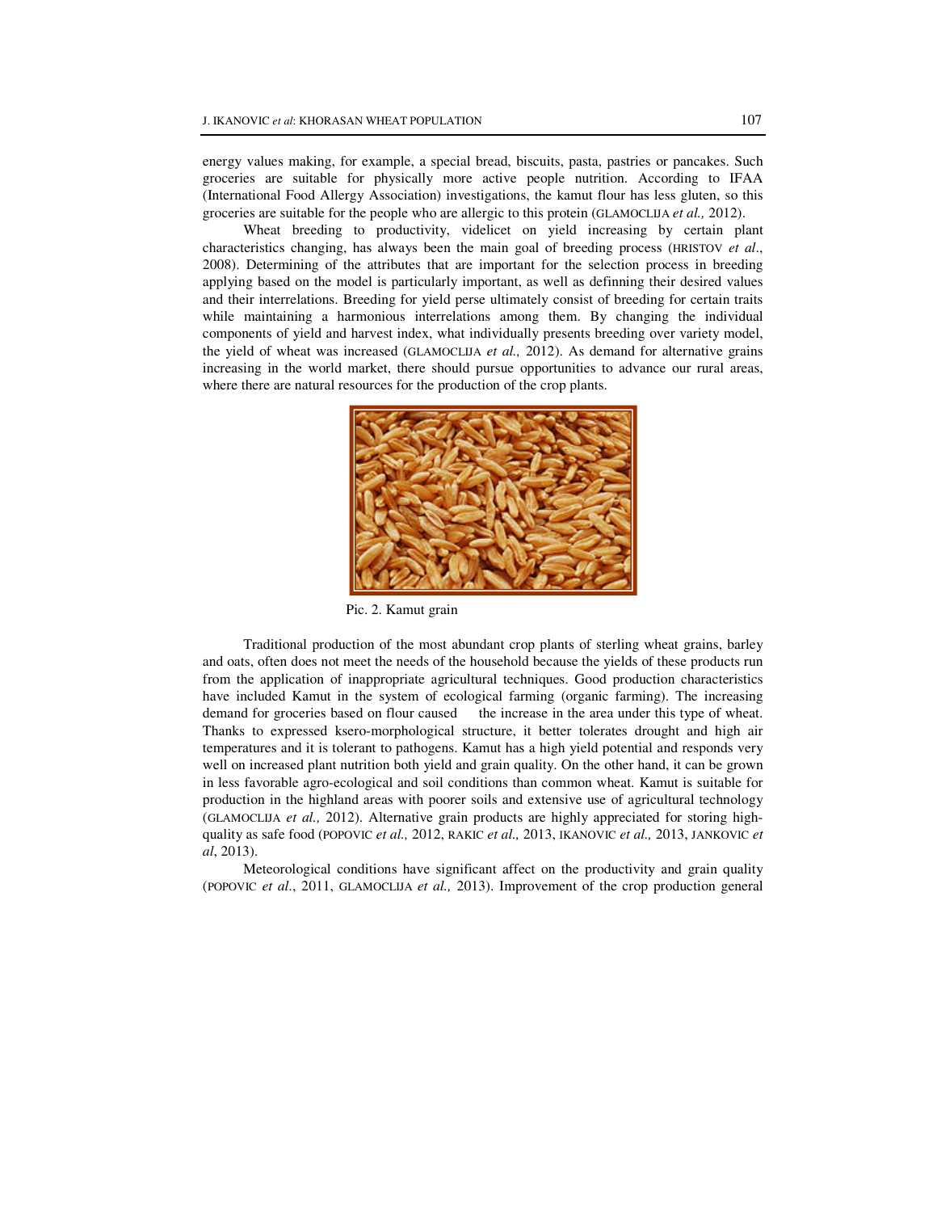energy values making, for example, a special bread, biscuits, pasta, pastries or pancakes. Such groceries are suitable for physically more active people nutrition. According to IFAA (International Food Allergy Association) investigations, the kamut flour has less gluten, so this groceries are suitable for the people who are allergic to this protein (GLAMOCLIJA *et al.,* 2012).

Wheat breeding to productivity, videlicet on yield increasing by certain plant characteristics changing, has always been the main goal of breeding process (HRISTOV *et al*., 2008). Determining of the attributes that are important for the selection process in breeding applying based on the model is particularly important, as well as definning their desired values and their interrelations. Breeding for yield perse ultimately consist of breeding for certain traits while maintaining a harmonious interrelations among them. By changing the individual components of yield and harvest index, what individually presents breeding over variety model, the yield of wheat was increased (GLAMOCLIJA *et al.,* 2012). As demand for alternative grains increasing in the world market, there should pursue opportunities to advance our rural areas, where there are natural resources for the production of the crop plants.

Pic. 2. Kamut grain

Traditional production of the most abundant crop plants of sterling wheat grains, barley and oats, often does not meet the needs of the household because the yields of these products run from the application of inappropriate agricultural techniques. Good production characteristics have included Kamut in the system of ecological farming (organic farming). The increasing demand for groceries based on flour caused the increase in the area under this type of wheat. Thanks to expressed ksero-morphological structure, it better tolerates drought and high air temperatures and it is tolerant to pathogens. Kamut has a high yield potential and responds very well on increased plant nutrition both yield and grain quality. On the other hand, it can be grown in less favorable agro-ecological and soil conditions than common wheat. Kamut is suitable for production in the highland areas with poorer soils and extensive use of agricultural technology (GLAMOCLIJA *et al.,* 2012). Alternative grain products are highly appreciated for storing high-quality as safe food (POPOVIC *et al.,* 2012, RAKIC *et al.,* 2013, IKANOVIC *et al.,* 2013, JANKOVIC *et al*, 2013).

Meteorological conditions have significant affect on the productivity and grain quality (POPOVIC *et al*., 2011, GLAMOCLIJA *et al.,* 2013). Improvement of the crop production general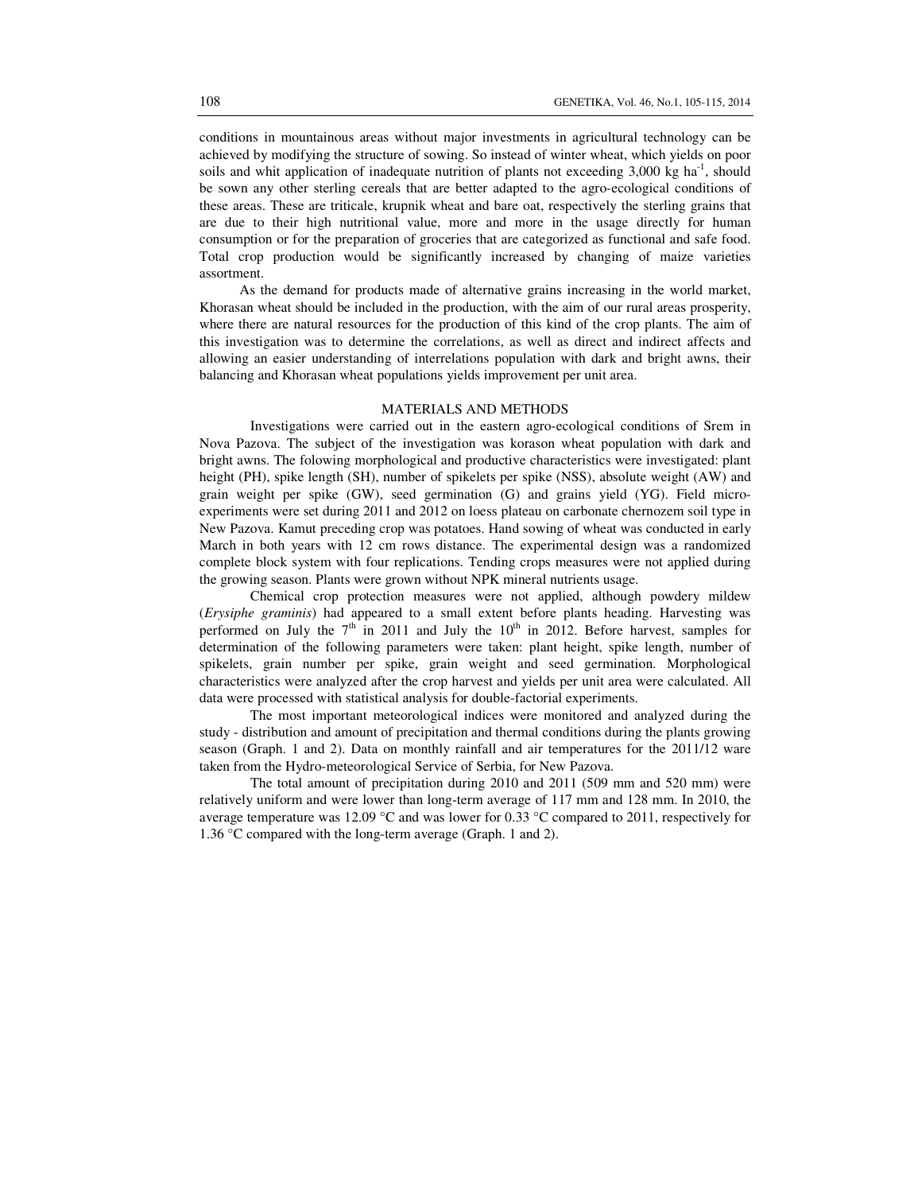conditions in mountainous areas without major investments in agricultural technology can be achieved by modifying the structure of sowing. So instead of winter wheat, which yields on poor soils and whit application of inadequate nutrition of plants not exceeding 3,000 kg ha$^{-1}$, should be sown any other sterling cereals that are better adapted to the agro-ecological conditions of these areas. These are triticale, krupnik wheat and bare oat, respectively the sterling grains that are due to their high nutritional value, more and more in the usage directly for human consumption or for the preparation of groceries that are categorized as functional and safe food. Total crop production would be significantly increased by changing of maize varieties assortment.

As the demand for products made of alternative grains increasing in the world market, Khorasan wheat should be included in the production, with the aim of our rural areas prosperity, where there are natural resources for the production of this kind of the crop plants. The aim of this investigation was to determine the correlations, as well as direct and indirect affects and allowing an easier understanding of interrelations population with dark and bright awns, their balancing and Khorasan wheat populations yields improvement per unit area.

## MATERIALS AND METHODS

Investigations were carried out in the eastern agro-ecological conditions of Srem in Nova Pazova. The subject of the investigation was korason wheat population with dark and bright awns. The folowing morphological and productive characteristics were investigated: plant height (PH), spike length (SH), number of spikelets per spike (NSS), absolute weight (AW) and grain weight per spike (GW), seed germination (G) and grains yield (YG). Field micro-experiments were set during 2011 and 2012 on loess plateau on carbonate chernozem soil type in New Pazova. Kamut preceding crop was potatoes. Hand sowing of wheat was conducted in early March in both years with 12 cm rows distance. The experimental design was a randomized complete block system with four replications. Tending crops measures were not applied during the growing season. Plants were grown without NPK mineral nutrients usage.

Chemical crop protection measures were not applied, although powdery mildew (*Erysiphe graminis*) had appeared to a small extent before plants heading. Harvesting was performed on July the 7$^{th}$ in 2011 and July the 10$^{th}$ in 2012. Before harvest, samples for determination of the following parameters were taken: plant height, spike length, number of spikelets, grain number per spike, grain weight and seed germination. Morphological characteristics were analyzed after the crop harvest and yields per unit area were calculated. All data were processed with statistical analysis for double-factorial experiments.

The most important meteorological indices were monitored and analyzed during the study - distribution and amount of precipitation and thermal conditions during the plants growing season (Graph. 1 and 2). Data on monthly rainfall and air temperatures for the 2011/12 ware taken from the Hydro-meteorological Service of Serbia, for New Pazova.

The total amount of precipitation during 2010 and 2011 (509 mm and 520 mm) were relatively uniform and were lower than long-term average of 117 mm and 128 mm. In 2010, the average temperature was 12.09 °C and was lower for 0.33 °C compared to 2011, respectively for 1.36 °C compared with the long-term average (Graph. 1 and 2).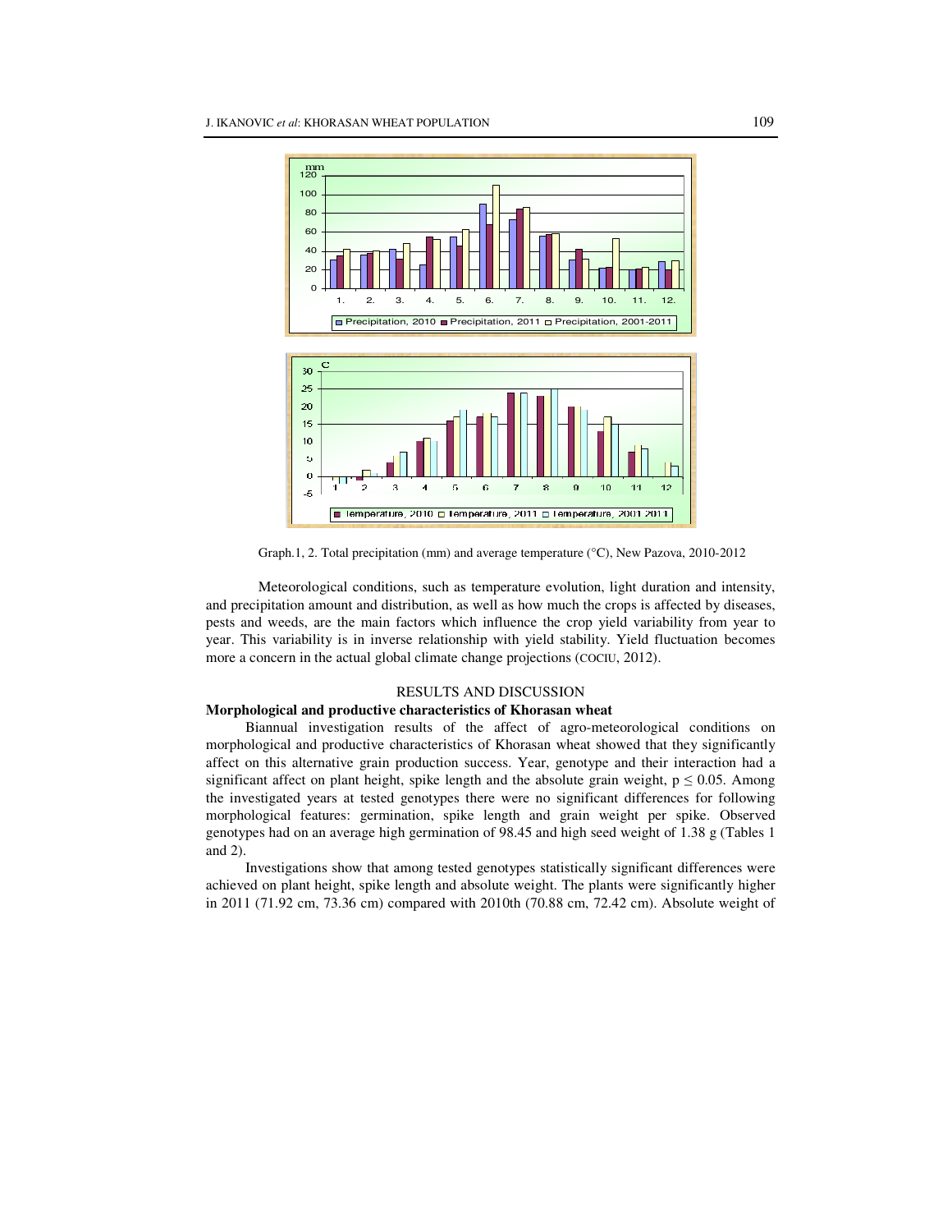Graph.1, 2. Total precipitation (mm) and average temperature (°C), New Pazova, 2010-2012

Meteorological conditions, such as temperature evolution, light duration and intensity, and precipitation amount and distribution, as well as how much the crops is affected by diseases, pests and weeds, are the main factors which influence the crop yield variability from year to year. This variability is in inverse relationship with yield stability. Yield fluctuation becomes more a concern in the actual global climate change projections (COCIU, 2012).

## RESULTS AND DISCUSSION

### Morphological and productive characteristics of Khorasan wheat

Biannual investigation results of the affect of agro-meteorological conditions on morphological and productive characteristics of Khorasan wheat showed that they significantly affect on this alternative grain production success. Year, genotype and their interaction had a significant affect on plant height, spike length and the absolute grain weight, $p \leq 0.05$. Among the investigated years at tested genotypes there were no significant differences for following morphological features: germination, spike length and grain weight per spike. Observed genotypes had on an average high germination of 98.45 and high seed weight of 1.38 g (Tables 1 and 2).

Investigations show that among tested genotypes statistically significant differences were achieved on plant height, spike length and absolute weight. The plants were significantly higher in 2011 (71.92 cm, 73.36 cm) compared with 2010th (70.88 cm, 72.42 cm). Absolute weight of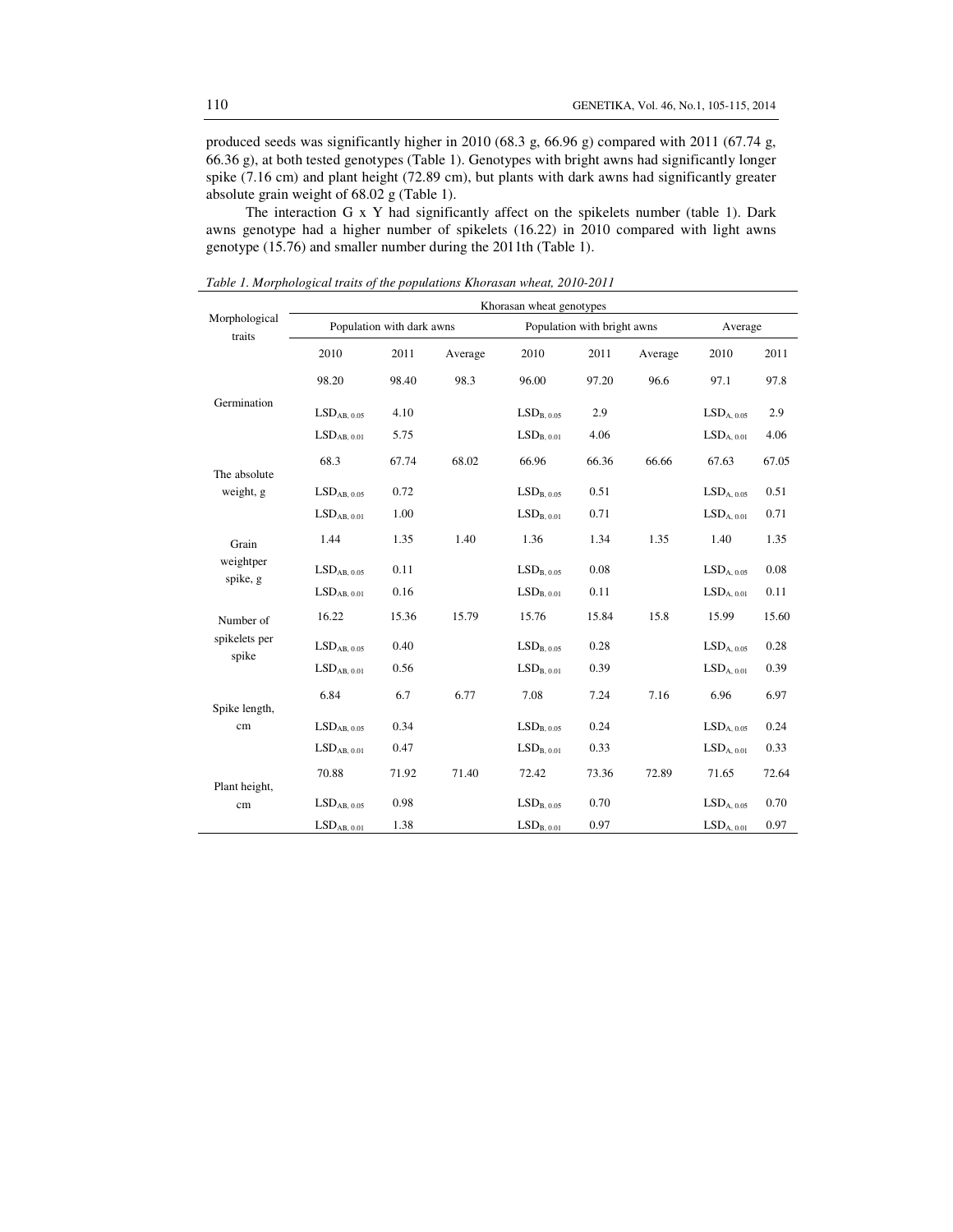produced seeds was significantly higher in 2010 (68.3 g, 66.96 g) compared with 2011 (67.74 g, 66.36 g), at both tested genotypes (Table 1). Genotypes with bright awns had significantly longer spike (7.16 cm) and plant height (72.89 cm), but plants with dark awns had significantly greater absolute grain weight of 68.02 g (Table 1).

The interaction G x Y had significantly affect on the spikelets number (table 1). Dark awns genotype had a higher number of spikelets (16.22) in 2010 compared with light awns genotype (15.76) and smaller number during the 2011th (Table 1).

*Table 1. Morphological traits of the populations Khorasan wheat, 2010-2011*

| Morphological traits | Khorasan wheat genotypes | | | | | | | |
|---|---|---|---|---|---|---|---|---|
| | Population with dark awns | | | Population with bright awns | | | Average | |
| | 2010 | 2011 | Average | 2010 | 2011 | Average | 2010 | 2011 |
| Germination | 98.20 | 98.40 | 98.3 | 96.00 | 97.20 | 96.6 | 97.1 | 97.8 |
| | $LSD_{AB,\ 0.05}$ | 4.10 | | $LSD_{B,\ 0.05}$ | 2.9 | | $LSD_{A,\ 0.05}$ | 2.9 |
| | $LSD_{AB,\ 0.01}$ | 5.75 | | $LSD_{B,\ 0.01}$ | 4.06 | | $LSD_{A,\ 0.01}$ | 4.06 |
| The absolute weight, g | 68.3 | 67.74 | 68.02 | 66.96 | 66.36 | 66.66 | 67.63 | 67.05 |
| | $LSD_{AB,\ 0.05}$ | 0.72 | | $LSD_{B,\ 0.05}$ | 0.51 | | $LSD_{A,\ 0.05}$ | 0.51 |
| | $LSD_{AB,\ 0.01}$ | 1.00 | | $LSD_{B,\ 0.01}$ | 0.71 | | $LSD_{A,\ 0.01}$ | 0.71 |
| Grain weightper spike, g | 1.44 | 1.35 | 1.40 | 1.36 | 1.34 | 1.35 | 1.40 | 1.35 |
| | $LSD_{AB,\ 0.05}$ | 0.11 | | $LSD_{B,\ 0.05}$ | 0.08 | | $LSD_{A,\ 0.05}$ | 0.08 |
| | $LSD_{AB,\ 0.01}$ | 0.16 | | $LSD_{B,\ 0.01}$ | 0.11 | | $LSD_{A,\ 0.01}$ | 0.11 |
| Number of spikelets per spike | 16.22 | 15.36 | 15.79 | 15.76 | 15.84 | 15.8 | 15.99 | 15.60 |
| | $LSD_{AB,\ 0.05}$ | 0.40 | | $LSD_{B,\ 0.05}$ | 0.28 | | $LSD_{A,\ 0.05}$ | 0.28 |
| | $LSD_{AB,\ 0.01}$ | 0.56 | | $LSD_{B,\ 0.01}$ | 0.39 | | $LSD_{A,\ 0.01}$ | 0.39 |
| Spike length, cm | 6.84 | 6.7 | 6.77 | 7.08 | 7.24 | 7.16 | 6.96 | 6.97 |
| | $LSD_{AB,\ 0.05}$ | 0.34 | | $LSD_{B,\ 0.05}$ | 0.24 | | $LSD_{A,\ 0.05}$ | 0.24 |
| | $LSD_{AB,\ 0.01}$ | 0.47 | | $LSD_{B,\ 0.01}$ | 0.33 | | $LSD_{A,\ 0.01}$ | 0.33 |
| Plant height, cm | 70.88 | 71.92 | 71.40 | 72.42 | 73.36 | 72.89 | 71.65 | 72.64 |
| | $LSD_{AB,\ 0.05}$ | 0.98 | | $LSD_{B,\ 0.05}$ | 0.70 | | $LSD_{A,\ 0.05}$ | 0.70 |
| | $LSD_{AB,\ 0.01}$ | 1.38 | | $LSD_{B,\ 0.01}$ | 0.97 | | $LSD_{A,\ 0.01}$ | 0.97 |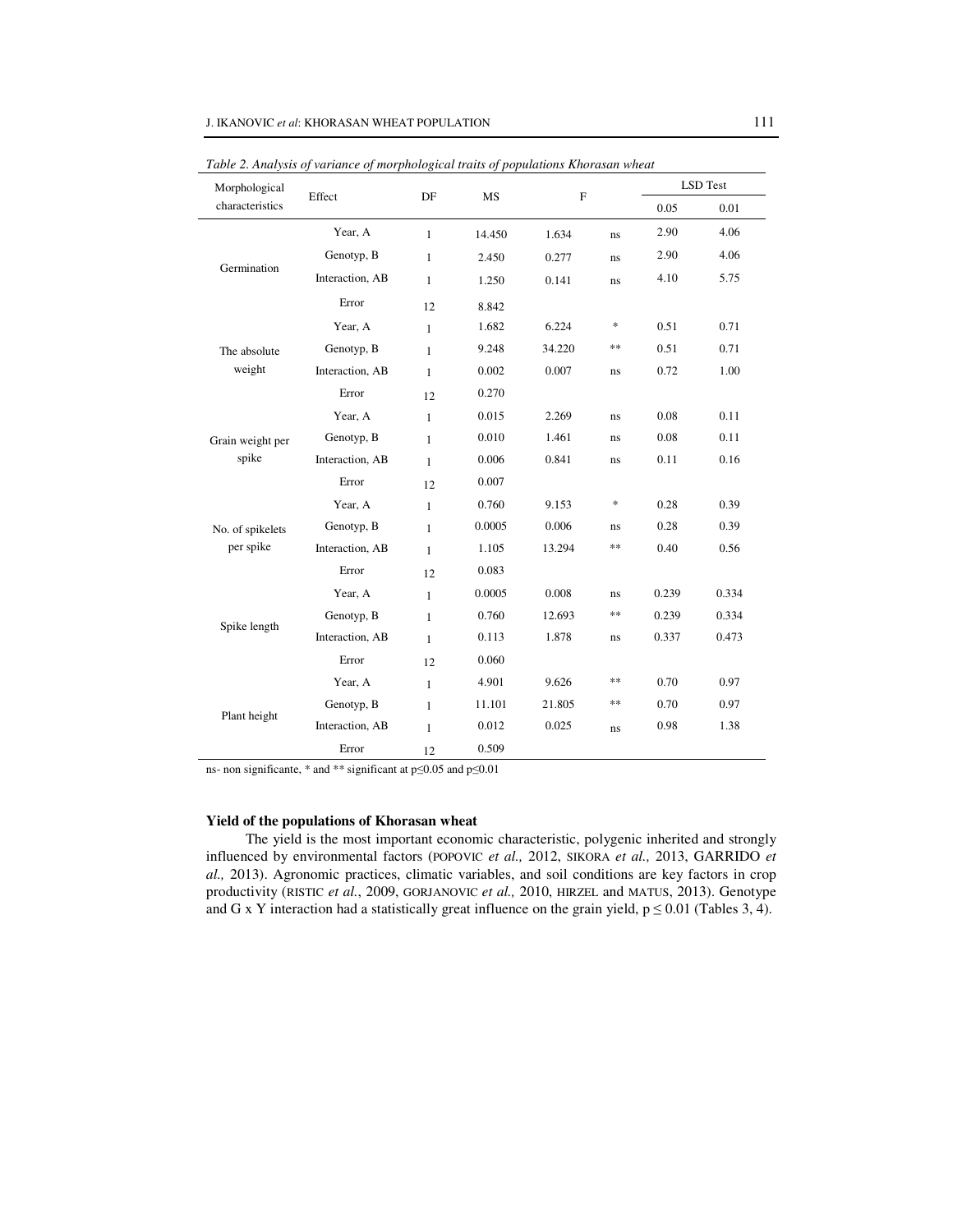*Table 2. Analysis of variance of morphological traits of populations Khorasan wheat*

| Morphological characteristics | Effect | DF | MS | F | | LSD Test | |
|---|---|---|---|---|---|---|---|
| | | | | | | 0.05 | 0.01 |
| Germination | Year, A | 1 | 14.450 | 1.634 | ns | 2.90 | 4.06 |
| | Genotyp, B | 1 | 2.450 | 0.277 | ns | 2.90 | 4.06 |
| | Interaction, AB | 1 | 1.250 | 0.141 | ns | 4.10 | 5.75 |
| | Error | 12 | 8.842 | | | | |
| The absolute weight | Year, A | 1 | 1.682 | 6.224 | * | 0.51 | 0.71 |
| | Genotyp, B | 1 | 9.248 | 34.220 | ** | 0.51 | 0.71 |
| | Interaction, AB | 1 | 0.002 | 0.007 | ns | 0.72 | 1.00 |
| | Error | 12 | 0.270 | | | | |
| Grain weight per spike | Year, A | 1 | 0.015 | 2.269 | ns | 0.08 | 0.11 |
| | Genotyp, B | 1 | 0.010 | 1.461 | ns | 0.08 | 0.11 |
| | Interaction, AB | 1 | 0.006 | 0.841 | ns | 0.11 | 0.16 |
| | Error | 12 | 0.007 | | | | |
| No. of spikelets per spike | Year, A | 1 | 0.760 | 9.153 | * | 0.28 | 0.39 |
| | Genotyp, B | 1 | 0.0005 | 0.006 | ns | 0.28 | 0.39 |
| | Interaction, AB | 1 | 1.105 | 13.294 | ** | 0.40 | 0.56 |
| | Error | 12 | 0.083 | | | | |
| Spike length | Year, A | 1 | 0.0005 | 0.008 | ns | 0.239 | 0.334 |
| | Genotyp, B | 1 | 0.760 | 12.693 | ** | 0.239 | 0.334 |
| | Interaction, AB | 1 | 0.113 | 1.878 | ns | 0.337 | 0.473 |
| | Error | 12 | 0.060 | | | | |
| Plant height | Year, A | 1 | 4.901 | 9.626 | ** | 0.70 | 0.97 |
| | Genotyp, B | 1 | 11.101 | 21.805 | ** | 0.70 | 0.97 |
| | Interaction, AB | 1 | 0.012 | 0.025 | ns | 0.98 | 1.38 |
| | Error | 12 | 0.509 | | | | |

ns- non significante, * and ** significant at $p \leq 0.05$ and $p \leq 0.01$

**Yield of the populations of Khorasan wheat**

The yield is the most important economic characteristic, polygenic inherited and strongly influenced by environmental factors (POPOVIC *et al.,* 2012, SIKORA *et al.,* 2013, GARRIDO *et al.,* 2013). Agronomic practices, climatic variables, and soil conditions are key factors in crop productivity (RISTIC *et al.*, 2009, GORJANOVIC *et al.,* 2010, HIRZEL and MATUS, 2013). Genotype and G x Y interaction had a statistically great influence on the grain yield, $p \leq 0.01$ (Tables 3, 4).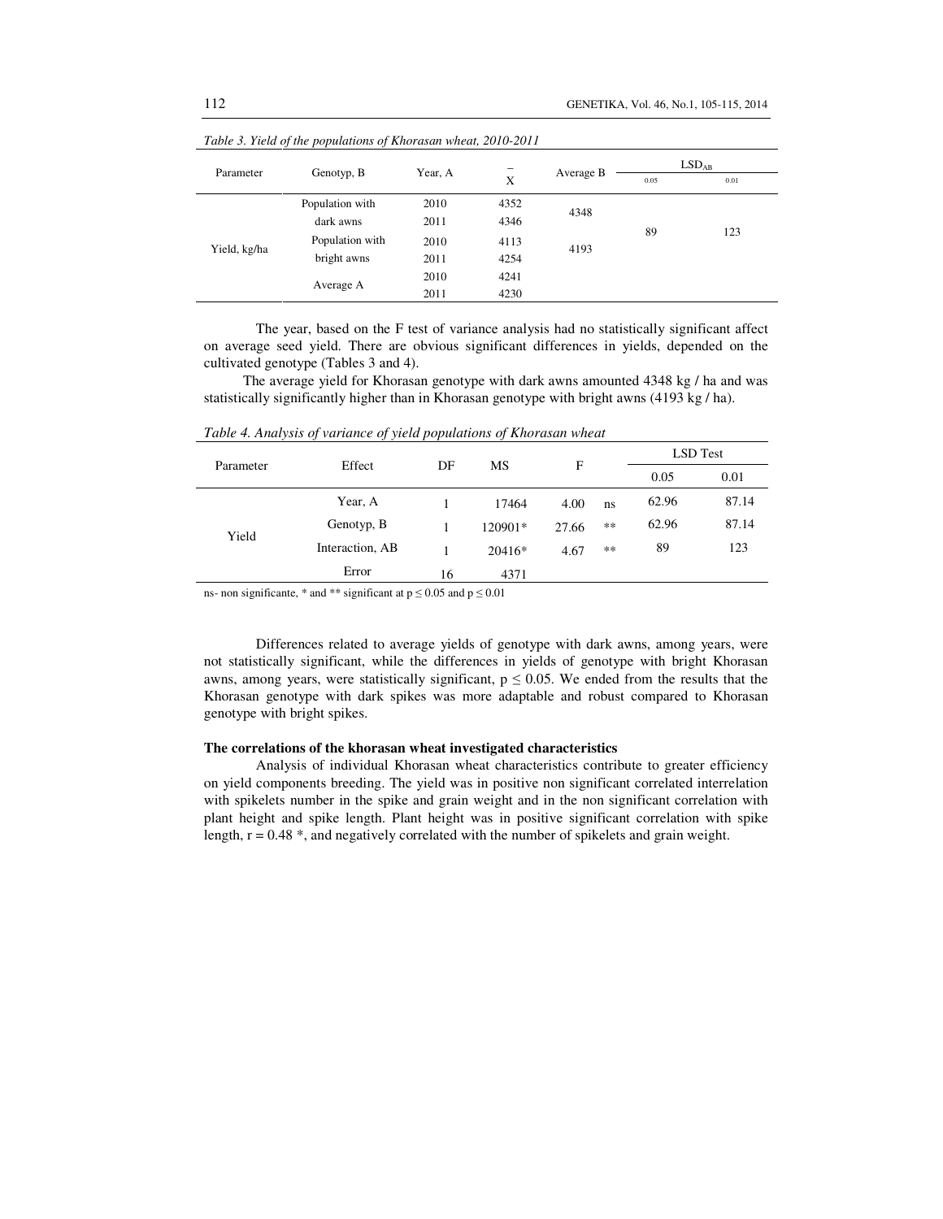*Table 3. Yield of the populations of Khorasan wheat, 2010-2011*

| Parameter | Genotyp, B | Year, A | $\bar{X}$ | Average B | LSD$_{AB}$ 0.05 | LSD$_{AB}$ 0.01 |
|---|---|---|---|---|---|---|
| Yield, kg/ha | Population with dark awns | 2010 | 4352 | 4348 | 89 | 123 |
| | | 2011 | 4346 | | | |
| | Population with bright awns | 2010 | 4113 | 4193 | | |
| | | 2011 | 4254 | | | |
| | Average A | 2010 | 4241 | | | |
| | | 2011 | 4230 | | | |

The year, based on the F test of variance analysis had no statistically significant affect on average seed yield. There are obvious significant differences in yields, depended on the cultivated genotype (Tables 3 and 4).

The average yield for Khorasan genotype with dark awns amounted 4348 kg / ha and was statistically significantly higher than in Khorasan genotype with bright awns (4193 kg / ha).

*Table 4. Analysis of variance of yield populations of Khorasan wheat*

| Parameter | Effect | DF | MS | F | | LSD Test 0.05 | LSD Test 0.01 |
|---|---|---|---|---|---|---|---|
| Yield | Year, A | 1 | 17464 | 4.00 | ns | 62.96 | 87.14 |
| | Genotyp, B | 1 | 120901* | 27.66 | ** | 62.96 | 87.14 |
| | Interaction, AB | 1 | 20416* | 4.67 | ** | 89 | 123 |
| | Error | 16 | 4371 | | | | |

ns- non significante, * and ** significant at $p \leq 0.05$ and $p \leq 0.01$

Differences related to average yields of genotype with dark awns, among years, were not statistically significant, while the differences in yields of genotype with bright Khorasan awns, among years, were statistically significant, $p \leq 0.05$. We ended from the results that the Khorasan genotype with dark spikes was more adaptable and robust compared to Khorasan genotype with bright spikes.

**The correlations of the khorasan wheat investigated characteristics**

Analysis of individual Khorasan wheat characteristics contribute to greater efficiency on yield components breeding. The yield was in positive non significant correlated interrelation with spikelets number in the spike and grain weight and in the non significant correlation with plant height and spike length. Plant height was in positive significant correlation with spike length, r = 0.48 *, and negatively correlated with the number of spikelets and grain weight.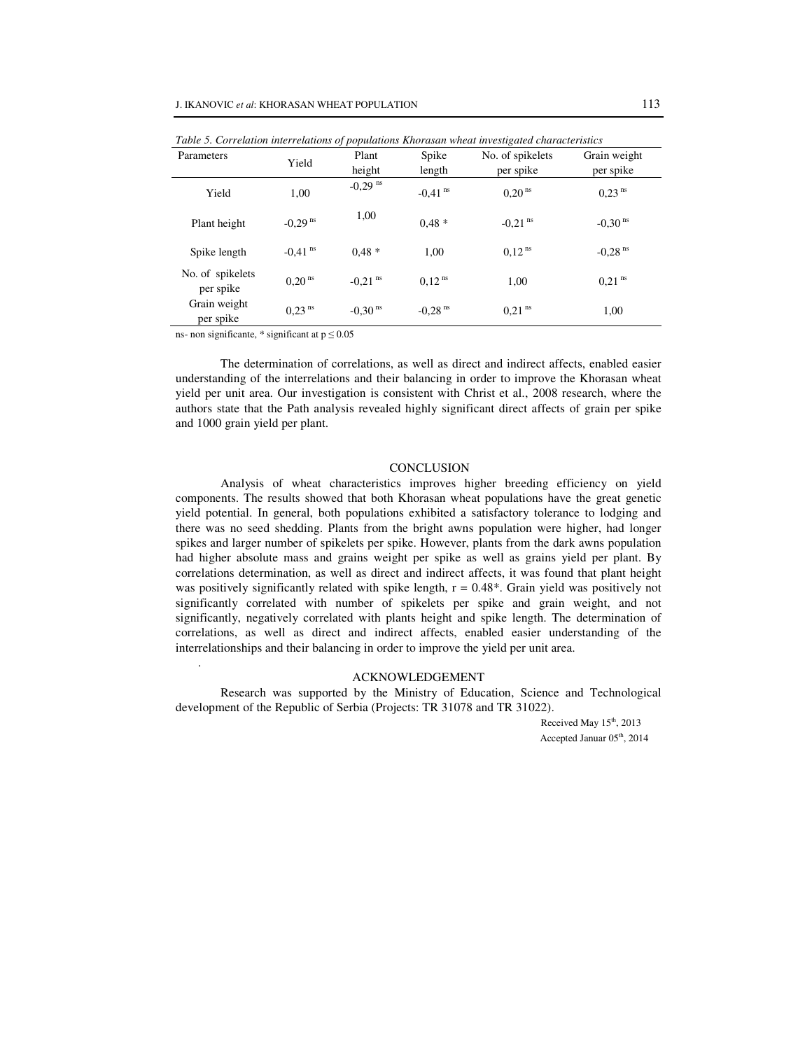*Table 5. Correlation interrelations of populations Khorasan wheat investigated characteristics*

| Parameters | Yield | Plant height | Spike length | No. of spikelets per spike | Grain weight per spike |
|---|---|---|---|---|---|
| Yield | 1,00 | -0,29 $^{ns}$ | -0,41 $^{ns}$ | 0,20 $^{ns}$ | 0,23 $^{ns}$ |
| Plant height | -0,29 $^{ns}$ | 1,00 | 0,48 * | -0,21 $^{ns}$ | -0,30 $^{ns}$ |
| Spike length | -0,41 $^{ns}$ | 0,48 * | 1,00 | 0,12 $^{ns}$ | -0,28 $^{ns}$ |
| No. of spikelets per spike | 0,20 $^{ns}$ | -0,21 $^{ns}$ | 0,12 $^{ns}$ | 1,00 | 0,21 $^{ns}$ |
| Grain weight per spike | 0,23 $^{ns}$ | -0,30 $^{ns}$ | -0,28 $^{ns}$ | 0,21 $^{ns}$ | 1,00 |

ns- non significante, * significant at $p \leq 0.05$

The determination of correlations, as well as direct and indirect affects, enabled easier understanding of the interrelations and their balancing in order to improve the Khorasan wheat yield per unit area. Our investigation is consistent with Christ et al., 2008 research, where the authors state that the Path analysis revealed highly significant direct affects of grain per spike and 1000 grain yield per plant.

## CONCLUSION

Analysis of wheat characteristics improves higher breeding efficiency on yield components. The results showed that both Khorasan wheat populations have the great genetic yield potential. In general, both populations exhibited a satisfactory tolerance to lodging and there was no seed shedding. Plants from the bright awns population were higher, had longer spikes and larger number of spikelets per spike. However, plants from the dark awns population had higher absolute mass and grains weight per spike as well as grains yield per plant. By correlations determination, as well as direct and indirect affects, it was found that plant height was positively significantly related with spike length, $r = 0.48^*$. Grain yield was positively not significantly correlated with number of spikelets per spike and grain weight, and not significantly, negatively correlated with plants height and spike length. The determination of correlations, as well as direct and indirect affects, enabled easier understanding of the interrelationships and their balancing in order to improve the yield per unit area.

## ACKNOWLEDGEMENT

Research was supported by the Ministry of Education, Science and Technological development of the Republic of Serbia (Projects: TR 31078 and TR 31022).

Received May 15th, 2013
Accepted Januar 05th, 2014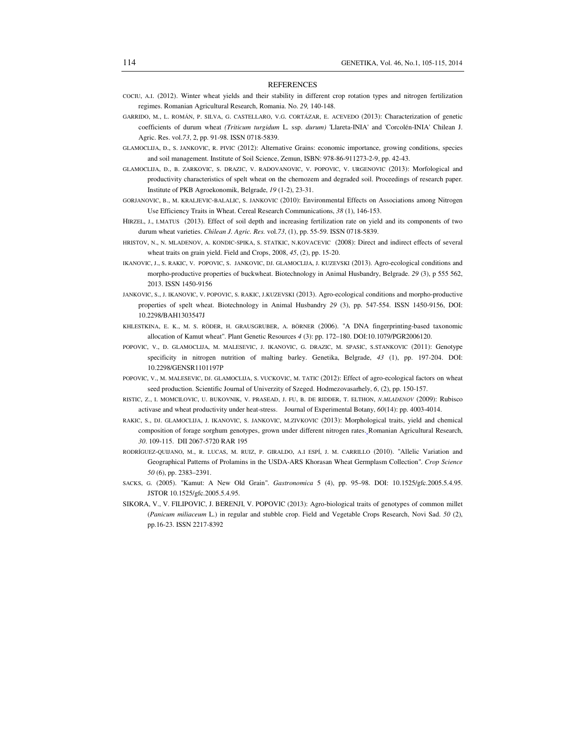## REFERENCES

COCIU, A.I. (2012). Winter wheat yields and their stability in different crop rotation types and nitrogen fertilization regimes. Romanian Agricultural Research, Romania. No. *29,* 140-148.

GARRIDO, M., L. ROMÁN, P. SILVA, G. CASTELLARO, V.G. CORTÁZAR, E. ACEVEDO (2013): Characterization of genetic coefficients of durum wheat *(Triticum turgidum* L. ssp. *durum)* 'Llareta-INIA' and 'Corcolén-INIA' Chilean J. Agric. Res. vol.*73*, 2, pp. 91-98. ISSN 0718-5839.

GLAMOCLIJA, Đ., S. JANKOVIC, R. PIVIC (2012): Alternative Grains: economic importance, growing conditions, species and soil management. Institute of Soil Science, Zemun, ISBN: 978-86-911273-2-9, pp. 42-43.

GLAMOCLIJA, Đ., B. ZARKOVIC, S. DRAZIC, V. RADOVANOVIC, V. POPOVIC, V. URGENOVIC (2013): Morfological and productivity characteristics of spelt wheat on the chernozem and degraded soil. Proceedings of research paper. Institute of PKB Agroekonomik, Belgrade, *19* (1-2), 23-31.

GORJANOVIC, B., M. KRALJEVIC-BALALIC, S. JANKOVIC (2010): Environmental Effects on Associations among Nitrogen Use Efficiency Traits in Wheat. Cereal Research Communications, *38* (1), 146-153.

HIRZEL, J., I.MATUS (2013). Effect of soil depth and increasing fertilization rate on yield and its components of two durum wheat varieties. *Chilean J. Agric. Res.* vol.*73*, (1), pp. 55-59. ISSN 0718-5839.

HRISTOV, N., N. MLADENOV, A. KONDIC-SPIKA, S. STATKIC, N.KOVACEVIC (2008): Direct and indirect effects of several wheat traits on grain yield. Field and Crops, 2008, *45*, (2), pp. 15-20.

IKANOVIC, J., S. RAKIC, V. POPOVIC, S. JANKOVIC, DJ. GLAMOCLIJA, J. KUZEVSKI (2013). Agro-ecological conditions and morpho-productive properties of buckwheat. Biotechnology in Animal Husbandry, Belgrade. *29* (3), p 555 562, 2013. ISSN 1450-9156

JANKOVIC, S., J. IKANOVIC, V. POPOVIC, S. RAKIC, J.KUZEVSKI (2013). Agro-ecological conditions and morpho-productive properties of spelt wheat. Biotechnology in Animal Husbandry *29* (3), pp. 547-554. ISSN 1450-9156, DOI: 10.2298/BAH1303547J

KHLESTKINA, E. K., M. S. RÖDER, H. GRAUSGRUBER, A. BÖRNER (2006). "A DNA fingerprinting-based taxonomic allocation of Kamut wheat". Plant Genetic Resources *4* (3): pp. 172–180. DOI:10.1079/PGR2006120.

POPOVIC, V., Đ. GLAMOCLIJA, M. MALESEVIC, J. IKANOVIC, G. DRAZIC, M. SPASIC, S.STANKOVIC (2011): Genotype specificity in nitrogen nutrition of malting barley. Genetika, Belgrade, *43* (1), pp. 197-204. DOI: 10.2298/GENSR1101197P

POPOVIC, V., M. MALESEVIC, DJ. GLAMOCLIJA, S. VUCKOVIC, M. TATIC (2012): Effect of agro-ecological factors on wheat seed production. Scientific Journal of Univerzity of Szeged. Hodmezovasarhely, *6*, (2), pp. 150-157.

RISTIC, Z., I. MOMCILOVIC, U. BUKOVNIK, V. PRASEAD, J. FU, B. DE RIDDER, T. ELTHON, *N.MLADENOV* (2009): Rubisco activase and wheat productivity under heat-stress. Journal of Experimental Botany, *60*(14): pp. 4003-4014.

RAKIC, S., DJ. GLAMOCLIJA, J. IKANOVIC, S. JANKOVIC, M.ZIVKOVIC (2013): Morphological traits, yield and chemical composition of forage sorghum genotypes, grown under different nitrogen rates. Romanian Agricultural Research, *30*. 109-115. DII 2067-5720 RAR 195

RODRÍGUEZ-QUIJANO, M., R. LUCAS, M. RUIZ, P. GIRALDO, A.I ESPÍ, J. M. CARRILLO (2010). "Allelic Variation and Geographical Patterns of Prolamins in the USDA-ARS Khorasan Wheat Germplasm Collection". *Crop Science 50* (6), pp. 2383–2391.

SACKS, G. (2005). "Kamut: A New Old Grain". *Gastronomica* 5 (4), pp. 95–98. DOI: 10.1525/gfc.2005.5.4.95. JSTOR 10.1525/gfc.2005.5.4.95.

SIKORA, V., V. FILIPOVIC, J. BERENJI, V. POPOVIC (2013): Agro-biological traits of genotypes of common millet (*Panicum miliaceum* L.) in regular and stubble crop. Field and Vegetable Crops Research, Novi Sad. *50* (2), pp.16-23. ISSN 2217-8392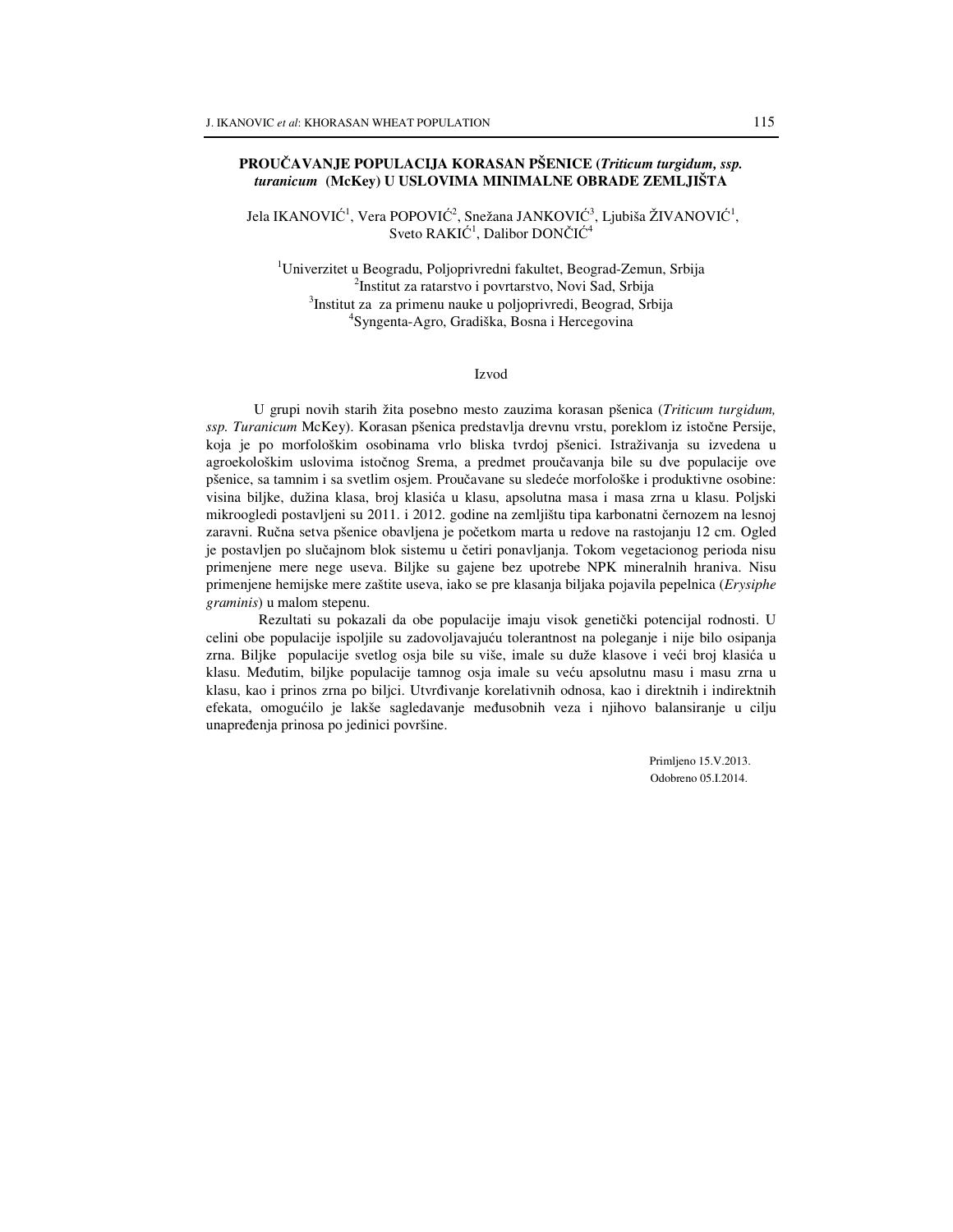**PROUČAVANJE POPULACIJA KORASAN PŠENICE (*Triticum turgidum, ssp. turanicum* (McKey) U USLOVIMA MINIMALNE OBRADE ZEMLJIŠTA**

Jela IKANOVIĆ[1], Vera POPOVIĆ[2], Snežana JANKOVIĆ[3], Ljubiša ŽIVANOVIĆ[1], Sveto RAKIĆ[1], Dalibor DONČIĆ[4]

[1]Univerzitet u Beogradu, Poljoprivredni fakultet, Beograd-Zemun, Srbija
[2]Institut za ratarstvo i povrtarstvo, Novi Sad, Srbija
[3]Institut za za primenu nauke u poljoprivredi, Beograd, Srbija
[4]Syngenta-Agro, Gradiška, Bosna i Hercegovina

## Izvod

U grupi novih starih žita posebno mesto zauzima korasan pšenica (*Triticum turgidum, ssp. Turanicum* McKey). Korasan pšenica predstavlja drevnu vrstu, poreklom iz istočne Persije, koja je po morfološkim osobinama vrlo bliska tvrdoj pšenici. Istraživanja su izvedena u agroekološkim uslovima istočnog Srema, a predmet proučavanja bile su dve populacije ove pšenice, sa tamnim i sa svetlim osjem. Proučavane su sledeće morfološke i produktivne osobine: visina biljke, dužina klasa, broj klasića u klasu, apsolutna masa i masa zrna u klasu. Poljski mikroogledi postavljeni su 2011. i 2012. godine na zemljištu tipa karbonatni černozem na lesnoj zaravni. Ručna setva pšenice obavljena je početkom marta u redove na rastojanju 12 cm. Ogled je postavljen po slučajnom blok sistemu u četiri ponavljanja. Tokom vegetacionog perioda nisu primenjene mere nege useva. Biljke su gajene bez upotrebe NPK mineralnih hraniva. Nisu primenjene hemijske mere zaštite useva, iako se pre klasanja biljaka pojavila pepelnica (*Erysiphe graminis*) u malom stepenu.

Rezultati su pokazali da obe populacije imaju visok genetički potencijal rodnosti. U celini obe populacije ispoljile su zadovoljavajuću tolerantnost na poleganje i nije bilo osipanja zrna. Biljke populacije svetlog osja bile su više, imale su duže klasove i veći broj klasića u klasu. Međutim, biljke populacije tamnog osja imale su veću apsolutnu masu i masu zrna u klasu, kao i prinos zrna po biljci. Utvrđivanje korelativnih odnosa, kao i direktnih i indirektnih efekata, omogućilo je lakše sagledavanje međusobnih veza i njihovo balansiranje u cilju unapređenja prinosa po jedinici površine.

Primljeno 15.V.2013.
Odobreno 05.I.2014.